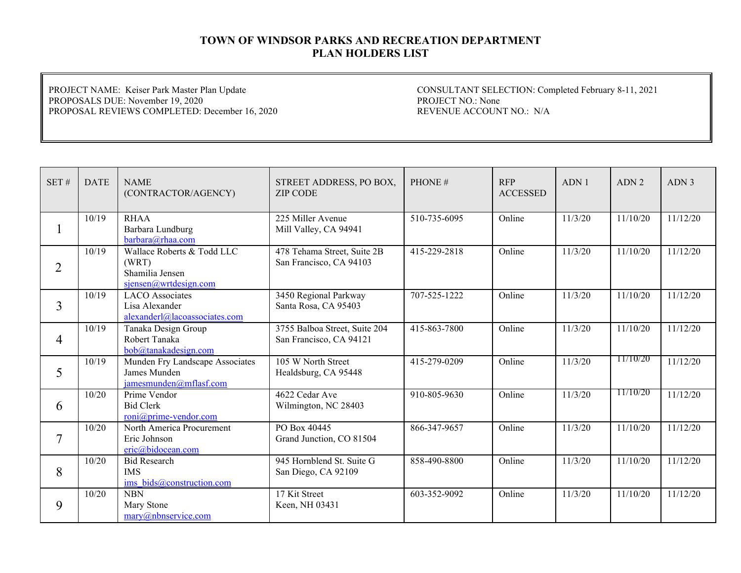# TOWN OF WINDSOR PARKS AND RECREATION DEPARTMENT
# PLAN HOLDERS LIST

PROJECT NAME: Keiser Park Master Plan Update
PROPOSALS DUE: November 19, 2020
PROPOSAL REVIEWS COMPLETED: December 16, 2020

CONSULTANT SELECTION: Completed February 8-11, 2021
PROJECT NO.: None
REVENUE ACCOUNT NO.: N/A

| SET # | DATE | NAME (CONTRACTOR/AGENCY) | STREET ADDRESS, PO BOX, ZIP CODE | PHONE # | RFP ACCESSED | ADN 1 | ADN 2 | ADN 3 |
|---|---|---|---|---|---|---|---|---|
| 1 | 10/19 | RHAA<br>Barbara Lundburg<br>barbara@rhaa.com | 225 Miller Avenue<br>Mill Valley, CA 94941 | 510-735-6095 | Online | 11/3/20 | 11/10/20 | 11/12/20 |
| 2 | 10/19 | Wallace Roberts & Todd LLC (WRT)<br>Shamilia Jensen<br>sjensen@wrtdesign.com | 478 Tehama Street, Suite 2B<br>San Francisco, CA 94103 | 415-229-2818 | Online | 11/3/20 | 11/10/20 | 11/12/20 |
| 3 | 10/19 | LACO Associates<br>Lisa Alexander<br>alexanderl@lacoassociates.com | 3450 Regional Parkway<br>Santa Rosa, CA 95403 | 707-525-1222 | Online | 11/3/20 | 11/10/20 | 11/12/20 |
| 4 | 10/19 | Tanaka Design Group<br>Robert Tanaka<br>bob@tanakadesign.com | 3755 Balboa Street, Suite 204<br>San Francisco, CA 94121 | 415-863-7800 | Online | 11/3/20 | 11/10/20 | 11/12/20 |
| 5 | 10/19 | Munden Fry Landscape Associates<br>James Munden<br>jamesmunden@mflasf.com | 105 W North Street<br>Healdsburg, CA 95448 | 415-279-0209 | Online | 11/3/20 | 11/10/20 | 11/12/20 |
| 6 | 10/20 | Prime Vendor<br>Bid Clerk<br>roni@prime-vendor.com | 4622 Cedar Ave<br>Wilmington, NC 28403 | 910-805-9630 | Online | 11/3/20 | 11/10/20 | 11/12/20 |
| 7 | 10/20 | North America Procurement<br>Eric Johnson<br>eric@bidocean.com | PO Box 40445<br>Grand Junction, CO 81504 | 866-347-9657 | Online | 11/3/20 | 11/10/20 | 11/12/20 |
| 8 | 10/20 | Bid Research<br>IMS<br>ims_bids@construction.com | 945 Hornblend St. Suite G<br>San Diego, CA 92109 | 858-490-8800 | Online | 11/3/20 | 11/10/20 | 11/12/20 |
| 9 | 10/20 | NBN<br>Mary Stone<br>mary@nbnservice.com | 17 Kit Street<br>Keen, NH 03431 | 603-352-9092 | Online | 11/3/20 | 11/10/20 | 11/12/20 |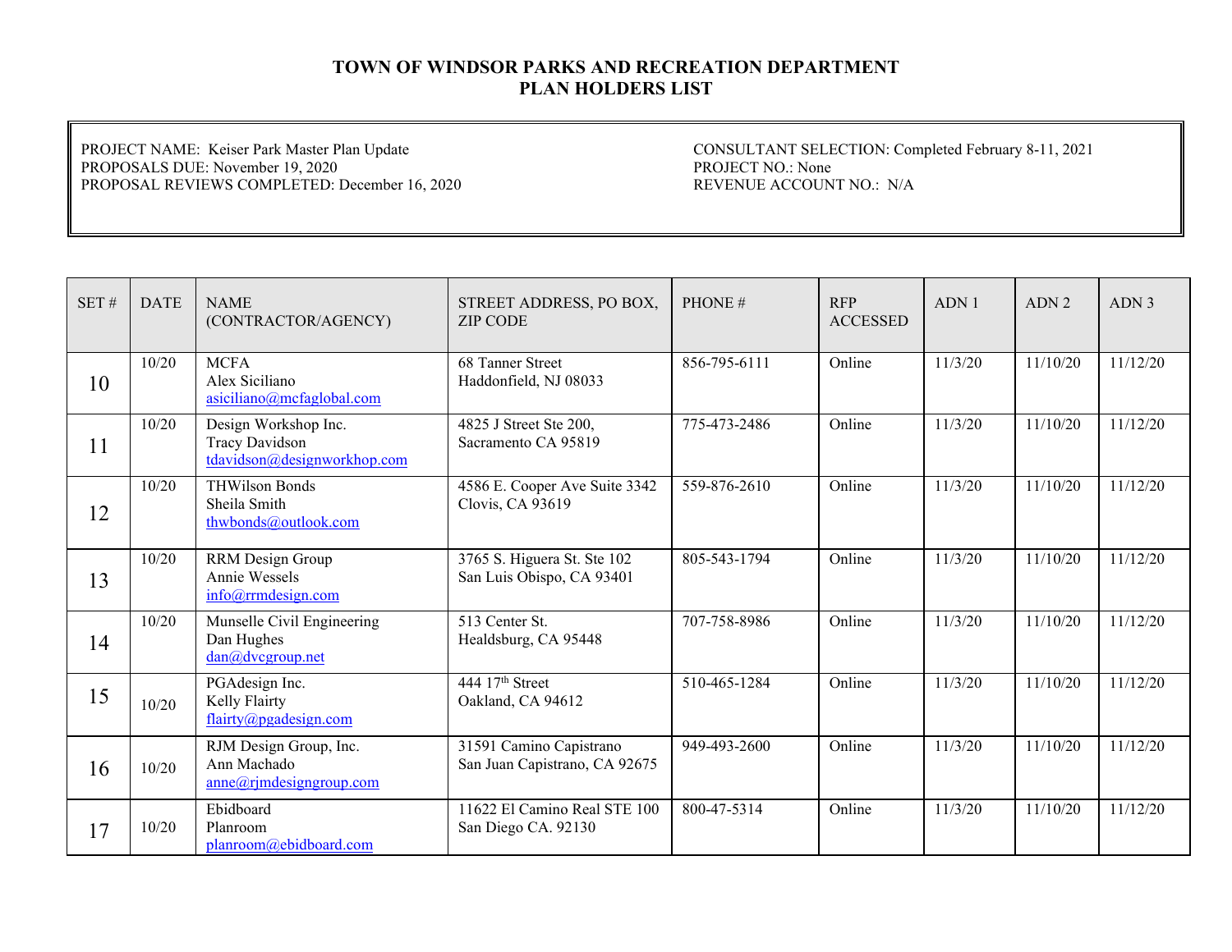# TOWN OF WINDSOR PARKS AND RECREATION DEPARTMENT
# PLAN HOLDERS LIST

PROJECT NAME: Keiser Park Master Plan Update
PROPOSALS DUE: November 19, 2020
PROPOSAL REVIEWS COMPLETED: December 16, 2020

CONSULTANT SELECTION: Completed February 8-11, 2021
PROJECT NO.: None
REVENUE ACCOUNT NO.: N/A

| SET # | DATE | NAME (CONTRACTOR/AGENCY) | STREET ADDRESS, PO BOX, ZIP CODE | PHONE # | RFP ACCESSED | ADN 1 | ADN 2 | ADN 3 |
|---|---|---|---|---|---|---|---|---|
| 10 | 10/20 | MCFA<br>Alex Siciliano<br>asiciliano@mcfaglobal.com | 68 Tanner Street<br>Haddonfield, NJ 08033 | 856-795-6111 | Online | 11/3/20 | 11/10/20 | 11/12/20 |
| 11 | 10/20 | Design Workshop Inc.<br>Tracy Davidson<br>tdavidson@designworkhop.com | 4825 J Street Ste 200,<br>Sacramento CA 95819 | 775-473-2486 | Online | 11/3/20 | 11/10/20 | 11/12/20 |
| 12 | 10/20 | THWilson Bonds<br>Sheila Smith<br>thwbonds@outlook.com | 4586 E. Cooper Ave Suite 3342<br>Clovis, CA 93619 | 559-876-2610 | Online | 11/3/20 | 11/10/20 | 11/12/20 |
| 13 | 10/20 | RRM Design Group<br>Annie Wessels<br>info@rrmdesign.com | 3765 S. Higuera St. Ste 102<br>San Luis Obispo, CA 93401 | 805-543-1794 | Online | 11/3/20 | 11/10/20 | 11/12/20 |
| 14 | 10/20 | Munselle Civil Engineering<br>Dan Hughes<br>dan@dvcgroup.net | 513 Center St.<br>Healdsburg, CA 95448 | 707-758-8986 | Online | 11/3/20 | 11/10/20 | 11/12/20 |
| 15 | 10/20 | PGAdesign Inc.<br>Kelly Flairty<br>flairty@pgadesign.com | 444 17th Street<br>Oakland, CA 94612 | 510-465-1284 | Online | 11/3/20 | 11/10/20 | 11/12/20 |
| 16 | 10/20 | RJM Design Group, Inc.<br>Ann Machado<br>anne@rjmdesigngroup.com | 31591 Camino Capistrano<br>San Juan Capistrano, CA 92675 | 949-493-2600 | Online | 11/3/20 | 11/10/20 | 11/12/20 |
| 17 | 10/20 | Ebidboard<br>Planroom<br>planroom@ebidboard.com | 11622 El Camino Real STE 100<br>San Diego CA. 92130 | 800-47-5314 | Online | 11/3/20 | 11/10/20 | 11/12/20 |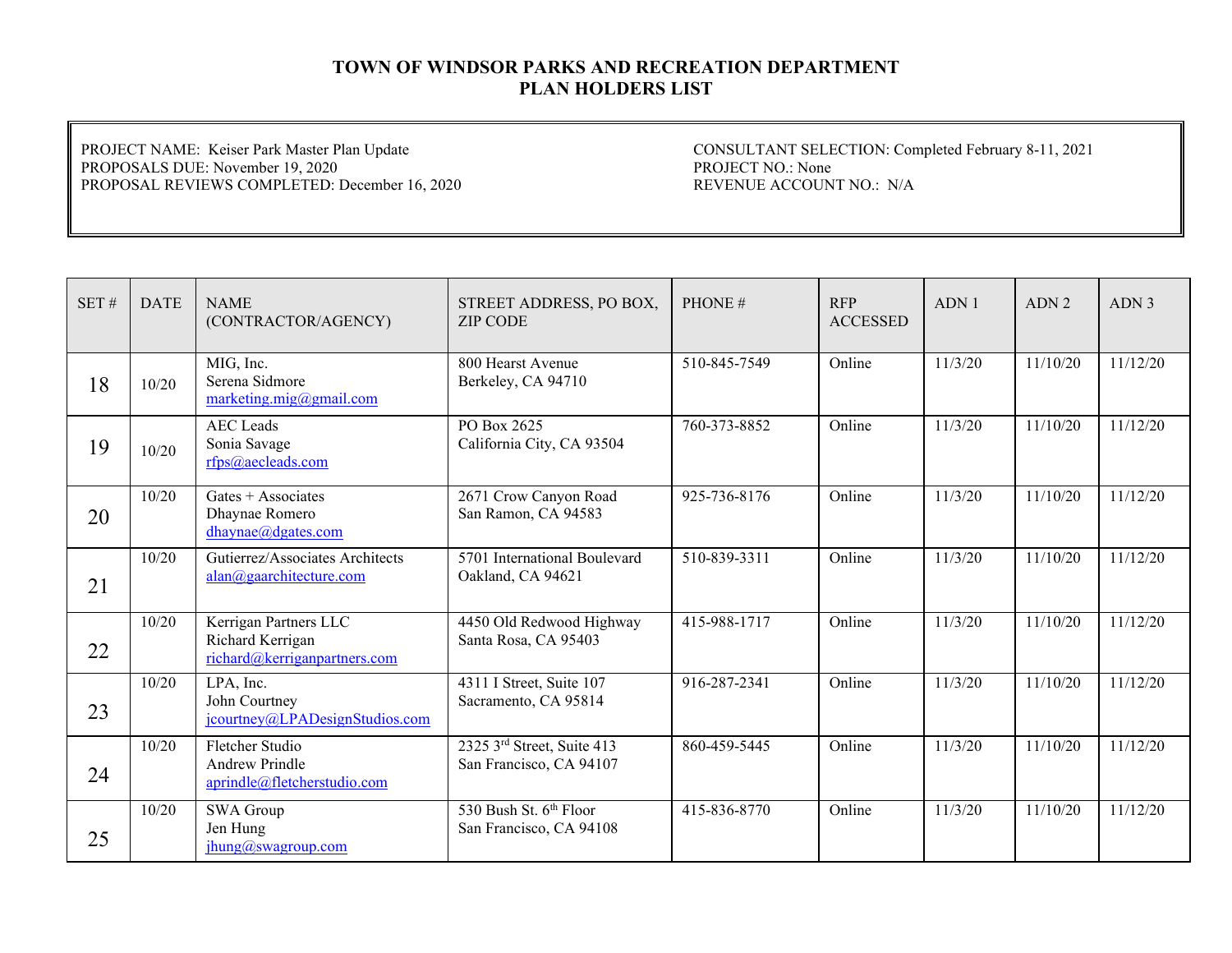# TOWN OF WINDSOR PARKS AND RECREATION DEPARTMENT
# PLAN HOLDERS LIST

PROJECT NAME: Keiser Park Master Plan Update
PROPOSALS DUE: November 19, 2020
PROPOSAL REVIEWS COMPLETED: December 16, 2020

CONSULTANT SELECTION: Completed February 8-11, 2021
PROJECT NO.: None
REVENUE ACCOUNT NO.: N/A

| SET # | DATE | NAME (CONTRACTOR/AGENCY) | STREET ADDRESS, PO BOX, ZIP CODE | PHONE # | RFP ACCESSED | ADN 1 | ADN 2 | ADN 3 |
|---|---|---|---|---|---|---|---|---|
| 18 | 10/20 | MIG, Inc.<br>Serena Sidmore<br>marketing.mig@gmail.com | 800 Hearst Avenue<br>Berkeley, CA 94710 | 510-845-7549 | Online | 11/3/20 | 11/10/20 | 11/12/20 |
| 19 | 10/20 | AEC Leads<br>Sonia Savage<br>rfps@aecleads.com | PO Box 2625<br>California City, CA 93504 | 760-373-8852 | Online | 11/3/20 | 11/10/20 | 11/12/20 |
| 20 | 10/20 | Gates + Associates<br>Dhaynae Romero<br>dhaynae@dgates.com | 2671 Crow Canyon Road<br>San Ramon, CA 94583 | 925-736-8176 | Online | 11/3/20 | 11/10/20 | 11/12/20 |
| 21 | 10/20 | Gutierrez/Associates Architects<br>alan@gaarchitecture.com | 5701 International Boulevard<br>Oakland, CA 94621 | 510-839-3311 | Online | 11/3/20 | 11/10/20 | 11/12/20 |
| 22 | 10/20 | Kerrigan Partners LLC<br>Richard Kerrigan<br>richard@kerriganpartners.com | 4450 Old Redwood Highway<br>Santa Rosa, CA 95403 | 415-988-1717 | Online | 11/3/20 | 11/10/20 | 11/12/20 |
| 23 | 10/20 | LPA, Inc.<br>John Courtney<br>jcourtney@LPADesignStudios.com | 4311 I Street, Suite 107<br>Sacramento, CA 95814 | 916-287-2341 | Online | 11/3/20 | 11/10/20 | 11/12/20 |
| 24 | 10/20 | Fletcher Studio<br>Andrew Prindle<br>aprindle@fletcherstudio.com | 2325 3rd Street, Suite 413<br>San Francisco, CA 94107 | 860-459-5445 | Online | 11/3/20 | 11/10/20 | 11/12/20 |
| 25 | 10/20 | SWA Group<br>Jen Hung<br>jhung@swagroup.com | 530 Bush St. 6th Floor<br>San Francisco, CA 94108 | 415-836-8770 | Online | 11/3/20 | 11/10/20 | 11/12/20 |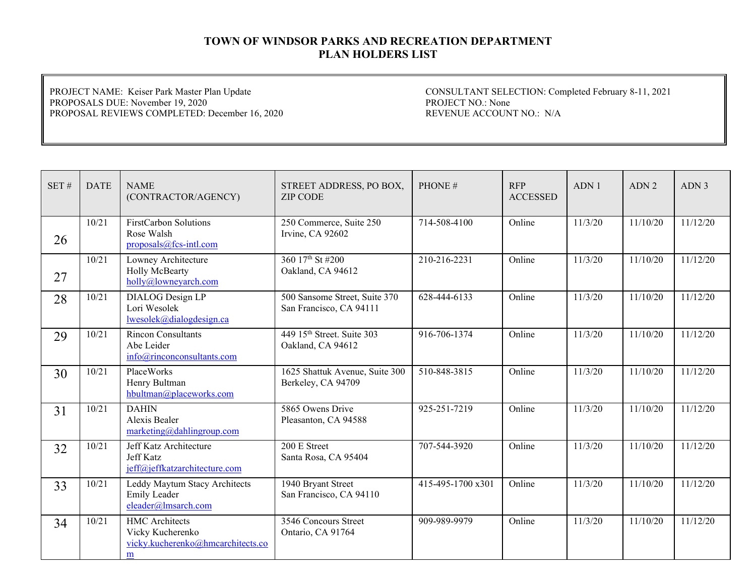# TOWN OF WINDSOR PARKS AND RECREATION DEPARTMENT
## PLAN HOLDERS LIST

PROJECT NAME: Keiser Park Master Plan Update
PROPOSALS DUE: November 19, 2020
PROPOSAL REVIEWS COMPLETED: December 16, 2020

CONSULTANT SELECTION: Completed February 8-11, 2021
PROJECT NO.: None
REVENUE ACCOUNT NO.: N/A

| SET # | DATE | NAME (CONTRACTOR/AGENCY) | STREET ADDRESS, PO BOX, ZIP CODE | PHONE # | RFP ACCESSED | ADN 1 | ADN 2 | ADN 3 |
|---|---|---|---|---|---|---|---|---|
| 26 | 10/21 | FirstCarbon Solutions<br>Rose Walsh<br>proposals@fcs-intl.com | 250 Commerce, Suite 250<br>Irvine, CA 92602 | 714-508-4100 | Online | 11/3/20 | 11/10/20 | 11/12/20 |
| 27 | 10/21 | Lowney Architecture<br>Holly McBearty<br>holly@lowneyarch.com | 360 17th St #200<br>Oakland, CA 94612 | 210-216-2231 | Online | 11/3/20 | 11/10/20 | 11/12/20 |
| 28 | 10/21 | DIALOG Design LP<br>Lori Wesolek<br>lwesolek@dialogdesign.ca | 500 Sansome Street, Suite 370<br>San Francisco, CA 94111 | 628-444-6133 | Online | 11/3/20 | 11/10/20 | 11/12/20 |
| 29 | 10/21 | Rincon Consultants<br>Abe Leider<br>info@rinconconsultants.com | 449 15th Street. Suite 303<br>Oakland, CA 94612 | 916-706-1374 | Online | 11/3/20 | 11/10/20 | 11/12/20 |
| 30 | 10/21 | PlaceWorks<br>Henry Bultman<br>hbultman@placeworks.com | 1625 Shattuk Avenue, Suite 300<br>Berkeley, CA 94709 | 510-848-3815 | Online | 11/3/20 | 11/10/20 | 11/12/20 |
| 31 | 10/21 | DAHIN<br>Alexis Bealer<br>marketing@dahlingroup.com | 5865 Owens Drive<br>Pleasanton, CA 94588 | 925-251-7219 | Online | 11/3/20 | 11/10/20 | 11/12/20 |
| 32 | 10/21 | Jeff Katz Architecture<br>Jeff Katz<br>jeff@jeffkatzarchitecture.com | 200 E Street<br>Santa Rosa, CA 95404 | 707-544-3920 | Online | 11/3/20 | 11/10/20 | 11/12/20 |
| 33 | 10/21 | Leddy Maytum Stacy Architects<br>Emily Leader<br>eleader@lmsarch.com | 1940 Bryant Street<br>San Francisco, CA 94110 | 415-495-1700 x301 | Online | 11/3/20 | 11/10/20 | 11/12/20 |
| 34 | 10/21 | HMC Architects<br>Vicky Kucherenko<br>vicky.kucherenko@hmcarchitects.com | 3546 Concours Street<br>Ontario, CA 91764 | 909-989-9979 | Online | 11/3/20 | 11/10/20 | 11/12/20 |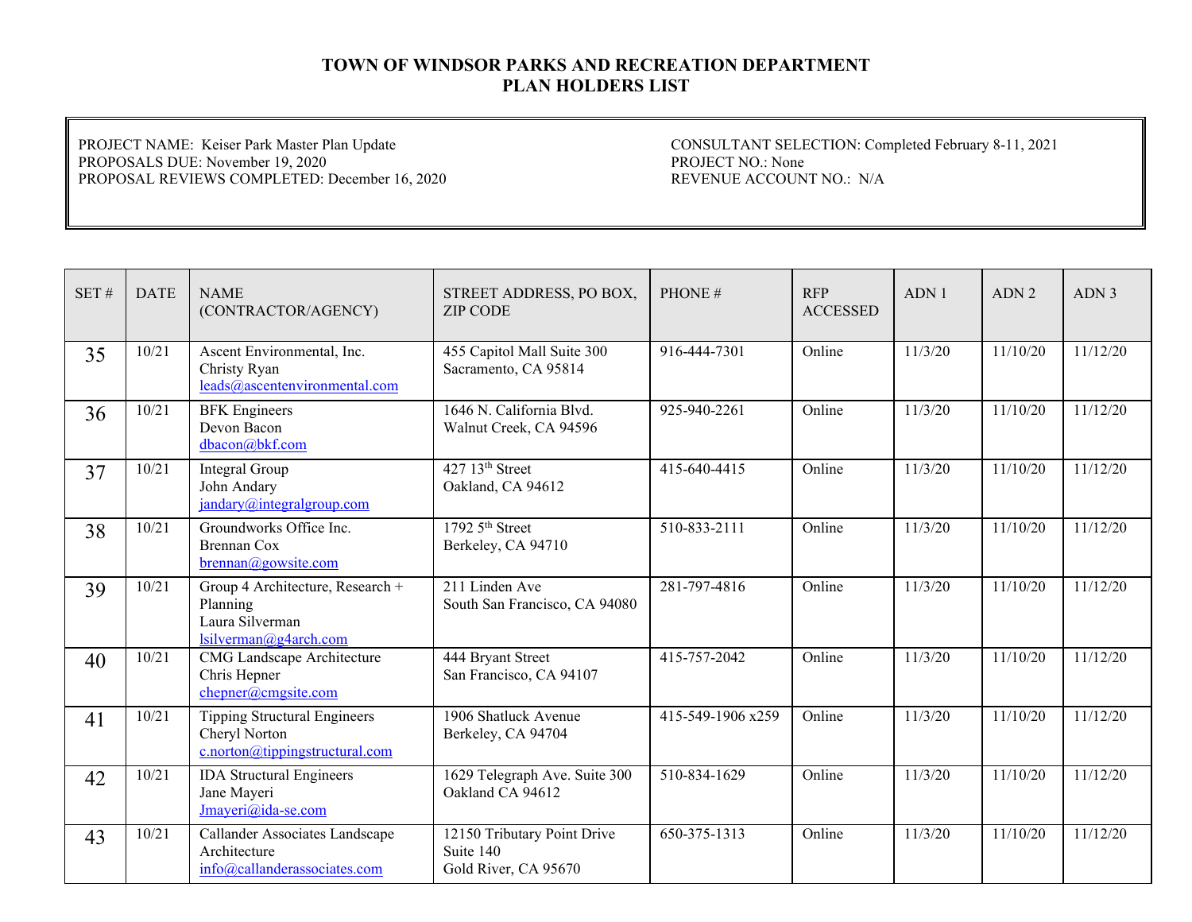# TOWN OF WINDSOR PARKS AND RECREATION DEPARTMENT
# PLAN HOLDERS LIST

PROJECT NAME: Keiser Park Master Plan Update
PROPOSALS DUE: November 19, 2020
PROPOSAL REVIEWS COMPLETED: December 16, 2020

CONSULTANT SELECTION: Completed February 8-11, 2021
PROJECT NO.: None
REVENUE ACCOUNT NO.: N/A

| SET # | DATE | NAME (CONTRACTOR/AGENCY) | STREET ADDRESS, PO BOX, ZIP CODE | PHONE # | RFP ACCESSED | ADN 1 | ADN 2 | ADN 3 |
|---|---|---|---|---|---|---|---|---|
| 35 | 10/21 | Ascent Environmental, Inc.<br>Christy Ryan<br>leads@ascentenvironmental.com | 455 Capitol Mall Suite 300<br>Sacramento, CA 95814 | 916-444-7301 | Online | 11/3/20 | 11/10/20 | 11/12/20 |
| 36 | 10/21 | BFK Engineers<br>Devon Bacon<br>dbacon@bkf.com | 1646 N. California Blvd.<br>Walnut Creek, CA 94596 | 925-940-2261 | Online | 11/3/20 | 11/10/20 | 11/12/20 |
| 37 | 10/21 | Integral Group<br>John Andary<br>jandary@integralgroup.com | 427 13th Street<br>Oakland, CA 94612 | 415-640-4415 | Online | 11/3/20 | 11/10/20 | 11/12/20 |
| 38 | 10/21 | Groundworks Office Inc.<br>Brennan Cox<br>brennan@gowsite.com | 1792 5th Street<br>Berkeley, CA 94710 | 510-833-2111 | Online | 11/3/20 | 11/10/20 | 11/12/20 |
| 39 | 10/21 | Group 4 Architecture, Research + Planning<br>Laura Silverman<br>lsilverman@g4arch.com | 211 Linden Ave<br>South San Francisco, CA 94080 | 281-797-4816 | Online | 11/3/20 | 11/10/20 | 11/12/20 |
| 40 | 10/21 | CMG Landscape Architecture<br>Chris Hepner<br>chepner@cmgsite.com | 444 Bryant Street<br>San Francisco, CA 94107 | 415-757-2042 | Online | 11/3/20 | 11/10/20 | 11/12/20 |
| 41 | 10/21 | Tipping Structural Engineers<br>Cheryl Norton<br>c.norton@tippingstructural.com | 1906 Shatluck Avenue<br>Berkeley, CA 94704 | 415-549-1906 x259 | Online | 11/3/20 | 11/10/20 | 11/12/20 |
| 42 | 10/21 | IDA Structural Engineers<br>Jane Mayeri<br>Jmayeri@ida-se.com | 1629 Telegraph Ave. Suite 300<br>Oakland CA 94612 | 510-834-1629 | Online | 11/3/20 | 11/10/20 | 11/12/20 |
| 43 | 10/21 | Callander Associates Landscape Architecture<br>info@callanderassociates.com | 12150 Tributary Point Drive<br>Suite 140<br>Gold River, CA 95670 | 650-375-1313 | Online | 11/3/20 | 11/10/20 | 11/12/20 |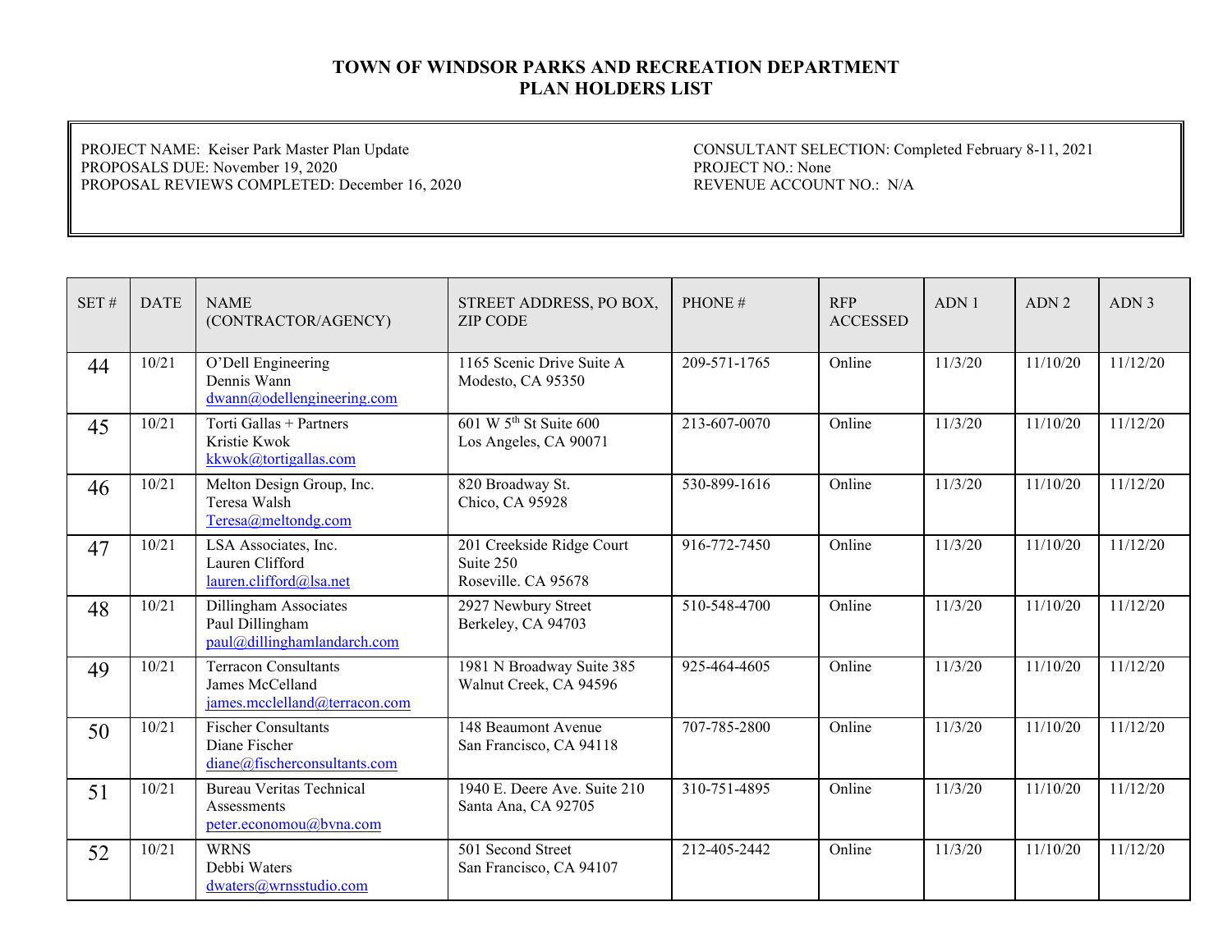# TOWN OF WINDSOR PARKS AND RECREATION DEPARTMENT
## PLAN HOLDERS LIST

PROJECT NAME: Keiser Park Master Plan Update
PROPOSALS DUE: November 19, 2020
PROPOSAL REVIEWS COMPLETED: December 16, 2020

CONSULTANT SELECTION: Completed February 8-11, 2021
PROJECT NO.: None
REVENUE ACCOUNT NO.: N/A

| SET # | DATE | NAME (CONTRACTOR/AGENCY) | STREET ADDRESS, PO BOX, ZIP CODE | PHONE # | RFP ACCESSED | ADN 1 | ADN 2 | ADN 3 |
|---|---|---|---|---|---|---|---|---|
| 44 | 10/21 | O'Dell Engineering<br>Dennis Wann<br>dwann@odellengineering.com | 1165 Scenic Drive Suite A<br>Modesto, CA 95350 | 209-571-1765 | Online | 11/3/20 | 11/10/20 | 11/12/20 |
| 45 | 10/21 | Torti Gallas + Partners<br>Kristie Kwok<br>kkwok@tortigallas.com | 601 W 5th St Suite 600<br>Los Angeles, CA 90071 | 213-607-0070 | Online | 11/3/20 | 11/10/20 | 11/12/20 |
| 46 | 10/21 | Melton Design Group, Inc.<br>Teresa Walsh<br>Teresa@meltondg.com | 820 Broadway St.<br>Chico, CA 95928 | 530-899-1616 | Online | 11/3/20 | 11/10/20 | 11/12/20 |
| 47 | 10/21 | LSA Associates, Inc.<br>Lauren Clifford<br>lauren.clifford@lsa.net | 201 Creekside Ridge Court<br>Suite 250<br>Roseville. CA 95678 | 916-772-7450 | Online | 11/3/20 | 11/10/20 | 11/12/20 |
| 48 | 10/21 | Dillingham Associates<br>Paul Dillingham<br>paul@dillinghamlandarch.com | 2927 Newbury Street<br>Berkeley, CA 94703 | 510-548-4700 | Online | 11/3/20 | 11/10/20 | 11/12/20 |
| 49 | 10/21 | Terracon Consultants<br>James McCelland<br>james.mcclelland@terracon.com | 1981 N Broadway Suite 385<br>Walnut Creek, CA 94596 | 925-464-4605 | Online | 11/3/20 | 11/10/20 | 11/12/20 |
| 50 | 10/21 | Fischer Consultants<br>Diane Fischer<br>diane@fischerconsultants.com | 148 Beaumont Avenue<br>San Francisco, CA 94118 | 707-785-2800 | Online | 11/3/20 | 11/10/20 | 11/12/20 |
| 51 | 10/21 | Bureau Veritas Technical Assessments<br>peter.economou@bvna.com | 1940 E. Deere Ave. Suite 210<br>Santa Ana, CA 92705 | 310-751-4895 | Online | 11/3/20 | 11/10/20 | 11/12/20 |
| 52 | 10/21 | WRNS<br>Debbi Waters<br>dwaters@wrnsstudio.com | 501 Second Street<br>San Francisco, CA 94107 | 212-405-2442 | Online | 11/3/20 | 11/10/20 | 11/12/20 |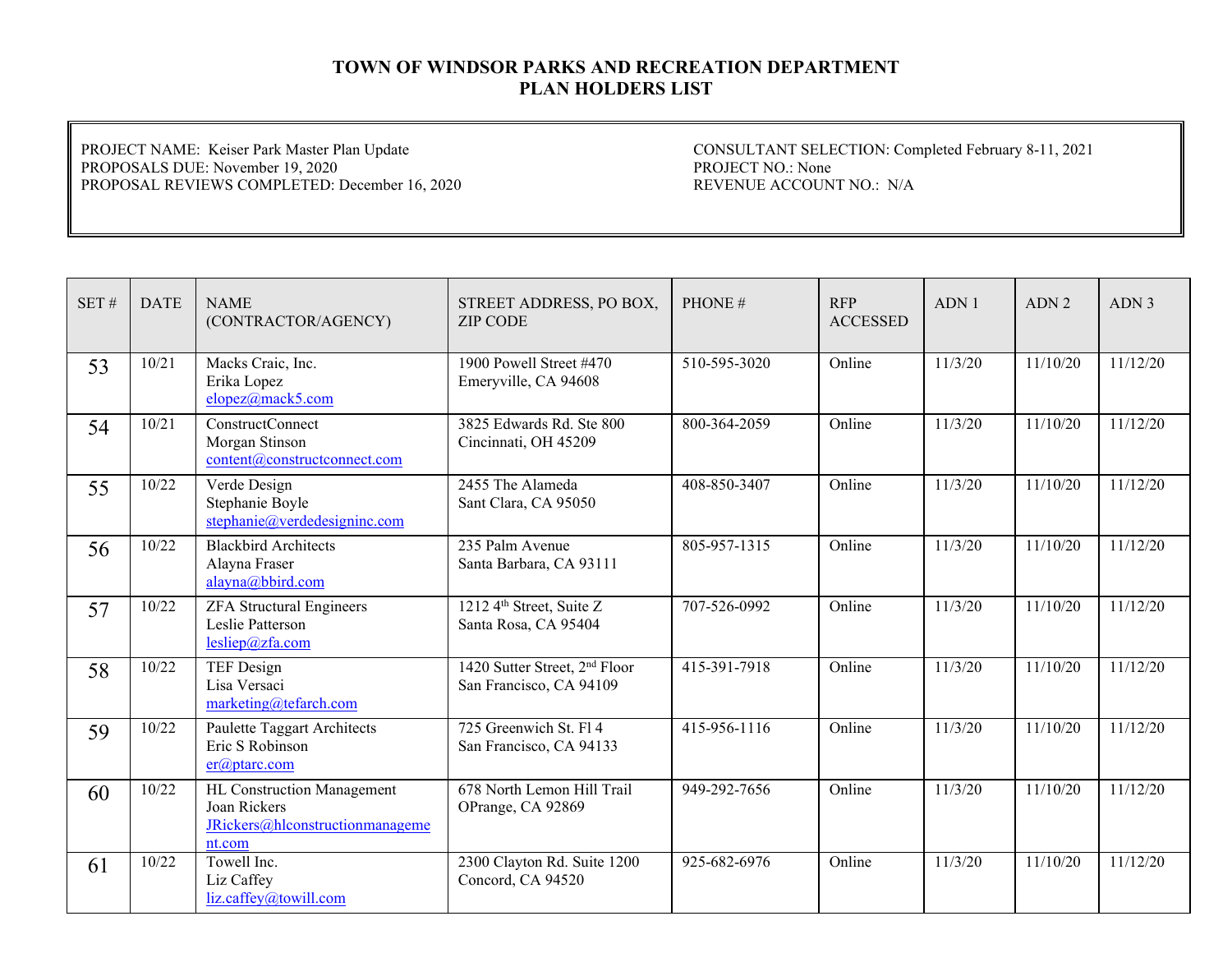# TOWN OF WINDSOR PARKS AND RECREATION DEPARTMENT
## PLAN HOLDERS LIST

PROJECT NAME: Keiser Park Master Plan Update
PROPOSALS DUE: November 19, 2020
PROPOSAL REVIEWS COMPLETED: December 16, 2020

CONSULTANT SELECTION: Completed February 8-11, 2021
PROJECT NO.: None
REVENUE ACCOUNT NO.: N/A

| SET # | DATE | NAME (CONTRACTOR/AGENCY) | STREET ADDRESS, PO BOX, ZIP CODE | PHONE # | RFP ACCESSED | ADN 1 | ADN 2 | ADN 3 |
|---|---|---|---|---|---|---|---|---|
| 53 | 10/21 | Macks Craic, Inc.<br>Erika Lopez<br>elopez@mack5.com | 1900 Powell Street #470<br>Emeryville, CA 94608 | 510-595-3020 | Online | 11/3/20 | 11/10/20 | 11/12/20 |
| 54 | 10/21 | ConstructConnect<br>Morgan Stinson<br>content@constructconnect.com | 3825 Edwards Rd. Ste 800<br>Cincinnati, OH 45209 | 800-364-2059 | Online | 11/3/20 | 11/10/20 | 11/12/20 |
| 55 | 10/22 | Verde Design<br>Stephanie Boyle<br>stephanie@verdedesigninc.com | 2455 The Alameda<br>Sant Clara, CA 95050 | 408-850-3407 | Online | 11/3/20 | 11/10/20 | 11/12/20 |
| 56 | 10/22 | Blackbird Architects<br>Alayna Fraser<br>alayna@bbird.com | 235 Palm Avenue<br>Santa Barbara, CA 93111 | 805-957-1315 | Online | 11/3/20 | 11/10/20 | 11/12/20 |
| 57 | 10/22 | ZFA Structural Engineers<br>Leslie Patterson<br>lesliep@zfa.com | 1212 4th Street, Suite Z<br>Santa Rosa, CA 95404 | 707-526-0992 | Online | 11/3/20 | 11/10/20 | 11/12/20 |
| 58 | 10/22 | TEF Design<br>Lisa Versaci<br>marketing@tefarch.com | 1420 Sutter Street, 2nd Floor<br>San Francisco, CA 94109 | 415-391-7918 | Online | 11/3/20 | 11/10/20 | 11/12/20 |
| 59 | 10/22 | Paulette Taggart Architects<br>Eric S Robinson<br>er@ptarc.com | 725 Greenwich St. Fl 4<br>San Francisco, CA 94133 | 415-956-1116 | Online | 11/3/20 | 11/10/20 | 11/12/20 |
| 60 | 10/22 | HL Construction Management<br>Joan Rickers<br>JRickers@hlconstructionmanagement.com | 678 North Lemon Hill Trail<br>OPrange, CA 92869 | 949-292-7656 | Online | 11/3/20 | 11/10/20 | 11/12/20 |
| 61 | 10/22 | Towell Inc.<br>Liz Caffey<br>liz.caffey@towill.com | 2300 Clayton Rd. Suite 1200<br>Concord, CA 94520 | 925-682-6976 | Online | 11/3/20 | 11/10/20 | 11/12/20 |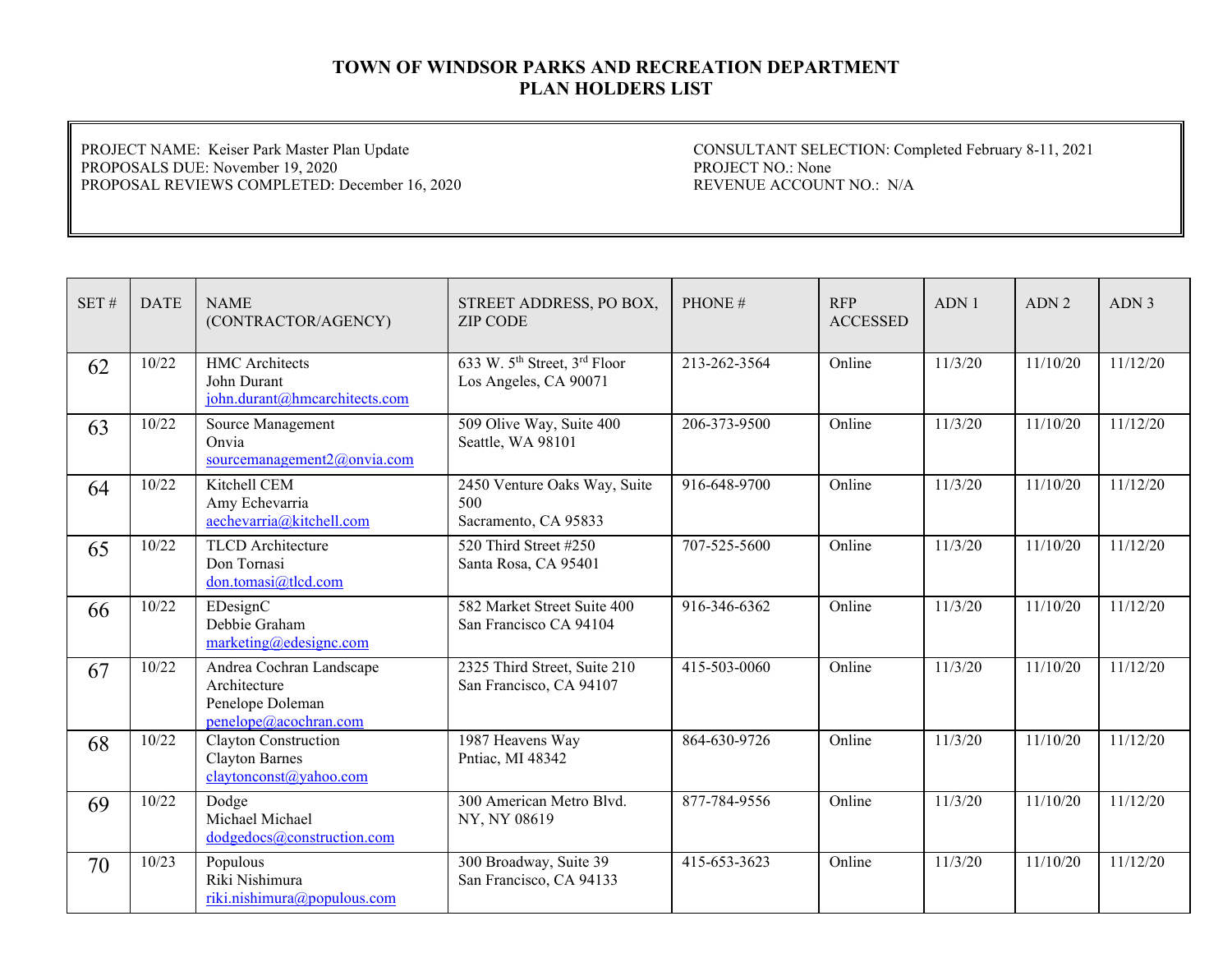# TOWN OF WINDSOR PARKS AND RECREATION DEPARTMENT
## PLAN HOLDERS LIST

PROJECT NAME: Keiser Park Master Plan Update
PROPOSALS DUE: November 19, 2020
PROPOSAL REVIEWS COMPLETED: December 16, 2020

CONSULTANT SELECTION: Completed February 8-11, 2021
PROJECT NO.: None
REVENUE ACCOUNT NO.: N/A

| SET # | DATE | NAME (CONTRACTOR/AGENCY) | STREET ADDRESS, PO BOX, ZIP CODE | PHONE # | RFP ACCESSED | ADN 1 | ADN 2 | ADN 3 |
|---|---|---|---|---|---|---|---|---|
| 62 | 10/22 | HMC Architects<br>John Durant<br>john.durant@hmcarchitects.com | 633 W. 5th Street, 3rd Floor<br>Los Angeles, CA 90071 | 213-262-3564 | Online | 11/3/20 | 11/10/20 | 11/12/20 |
| 63 | 10/22 | Source Management<br>Onvia<br>sourcemanagement2@onvia.com | 509 Olive Way, Suite 400<br>Seattle, WA 98101 | 206-373-9500 | Online | 11/3/20 | 11/10/20 | 11/12/20 |
| 64 | 10/22 | Kitchell CEM<br>Amy Echevarria<br>aechevarria@kitchell.com | 2450 Venture Oaks Way, Suite 500<br>Sacramento, CA 95833 | 916-648-9700 | Online | 11/3/20 | 11/10/20 | 11/12/20 |
| 65 | 10/22 | TLCD Architecture<br>Don Tornasi<br>don.tomasi@tlcd.com | 520 Third Street #250<br>Santa Rosa, CA 95401 | 707-525-5600 | Online | 11/3/20 | 11/10/20 | 11/12/20 |
| 66 | 10/22 | EDesignC<br>Debbie Graham<br>marketing@edesignc.com | 582 Market Street Suite 400<br>San Francisco CA 94104 | 916-346-6362 | Online | 11/3/20 | 11/10/20 | 11/12/20 |
| 67 | 10/22 | Andrea Cochran Landscape Architecture<br>Penelope Doleman<br>penelope@acochran.com | 2325 Third Street, Suite 210<br>San Francisco, CA 94107 | 415-503-0060 | Online | 11/3/20 | 11/10/20 | 11/12/20 |
| 68 | 10/22 | Clayton Construction<br>Clayton Barnes<br>claytonconst@yahoo.com | 1987 Heavens Way<br>Pntiac, MI 48342 | 864-630-9726 | Online | 11/3/20 | 11/10/20 | 11/12/20 |
| 69 | 10/22 | Dodge<br>Michael Michael<br>dodgedocs@construction.com | 300 American Metro Blvd.<br>NY, NY 08619 | 877-784-9556 | Online | 11/3/20 | 11/10/20 | 11/12/20 |
| 70 | 10/23 | Populous<br>Riki Nishimura<br>riki.nishimura@populous.com | 300 Broadway, Suite 39<br>San Francisco, CA 94133 | 415-653-3623 | Online | 11/3/20 | 11/10/20 | 11/12/20 |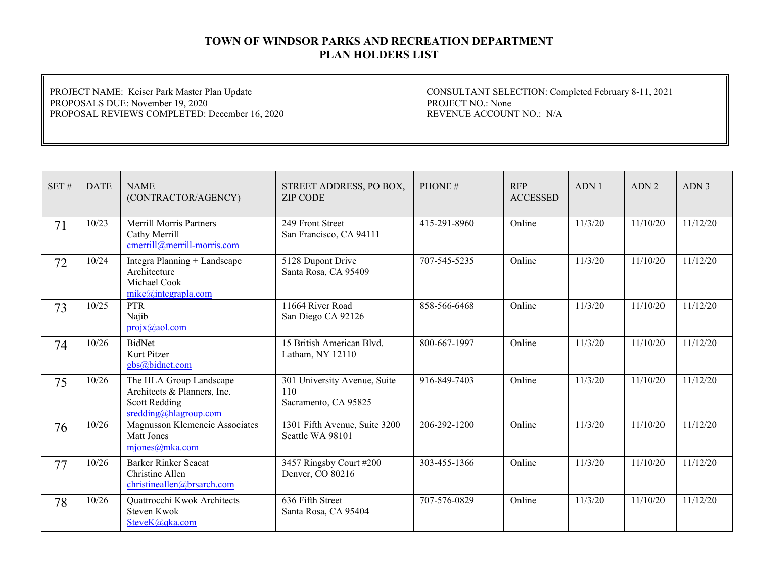# TOWN OF WINDSOR PARKS AND RECREATION DEPARTMENT
# PLAN HOLDERS LIST

PROJECT NAME: Keiser Park Master Plan Update
PROPOSALS DUE: November 19, 2020
PROPOSAL REVIEWS COMPLETED: December 16, 2020

CONSULTANT SELECTION: Completed February 8-11, 2021
PROJECT NO.: None
REVENUE ACCOUNT NO.: N/A

| SET # | DATE | NAME (CONTRACTOR/AGENCY) | STREET ADDRESS, PO BOX, ZIP CODE | PHONE # | RFP ACCESSED | ADN 1 | ADN 2 | ADN 3 |
|---|---|---|---|---|---|---|---|---|
| 71 | 10/23 | Merrill Morris Partners<br>Cathy Merrill<br>cmerrill@merrill-morris.com | 249 Front Street<br>San Francisco, CA 94111 | 415-291-8960 | Online | 11/3/20 | 11/10/20 | 11/12/20 |
| 72 | 10/24 | Integra Planning + Landscape Architecture<br>Michael Cook<br>mike@integrapla.com | 5128 Dupont Drive<br>Santa Rosa, CA 95409 | 707-545-5235 | Online | 11/3/20 | 11/10/20 | 11/12/20 |
| 73 | 10/25 | PTR<br>Najib<br>projx@aol.com | 11664 River Road<br>San Diego CA 92126 | 858-566-6468 | Online | 11/3/20 | 11/10/20 | 11/12/20 |
| 74 | 10/26 | BidNet<br>Kurt Pitzer<br>gbs@bidnet.com | 15 British American Blvd.<br>Latham, NY 12110 | 800-667-1997 | Online | 11/3/20 | 11/10/20 | 11/12/20 |
| 75 | 10/26 | The HLA Group Landscape Architects & Planners, Inc.<br>Scott Redding<br>sredding@hlagroup.com | 301 University Avenue, Suite 110<br>Sacramento, CA 95825 | 916-849-7403 | Online | 11/3/20 | 11/10/20 | 11/12/20 |
| 76 | 10/26 | Magnusson Klemencic Associates<br>Matt Jones<br>mjones@mka.com | 1301 Fifth Avenue, Suite 3200<br>Seattle WA 98101 | 206-292-1200 | Online | 11/3/20 | 11/10/20 | 11/12/20 |
| 77 | 10/26 | Barker Rinker Seacat<br>Christine Allen<br>christineallen@brsarch.com | 3457 Ringsby Court #200<br>Denver, CO 80216 | 303-455-1366 | Online | 11/3/20 | 11/10/20 | 11/12/20 |
| 78 | 10/26 | Quattrocchi Kwok Architects<br>Steven Kwok<br>SteveK@qka.com | 636 Fifth Street<br>Santa Rosa, CA 95404 | 707-576-0829 | Online | 11/3/20 | 11/10/20 | 11/12/20 |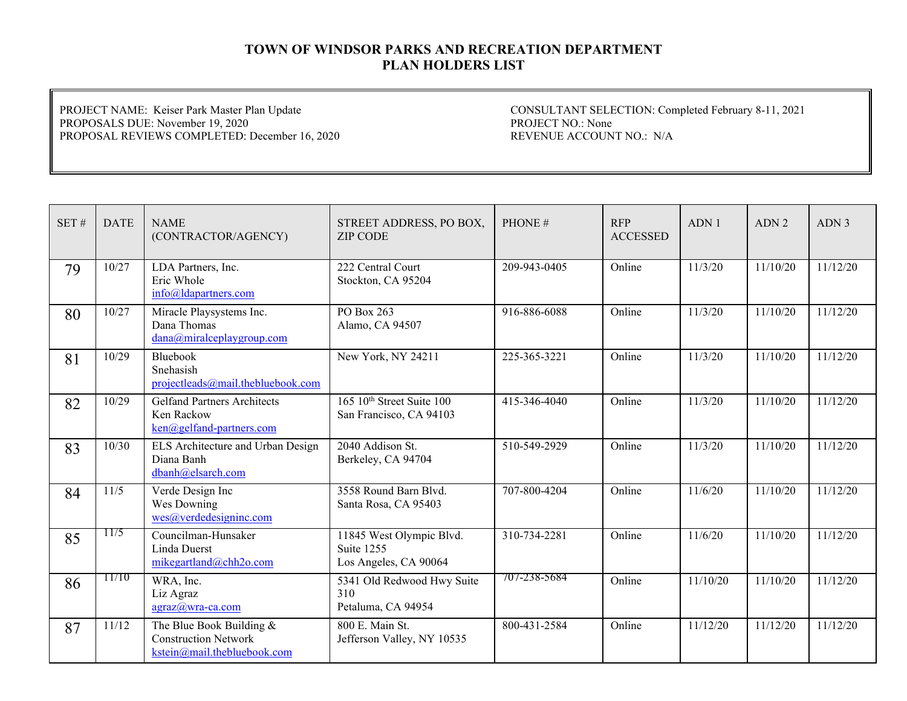# TOWN OF WINDSOR PARKS AND RECREATION DEPARTMENT
# PLAN HOLDERS LIST

PROJECT NAME: Keiser Park Master Plan Update
PROPOSALS DUE: November 19, 2020
PROPOSAL REVIEWS COMPLETED: December 16, 2020

CONSULTANT SELECTION: Completed February 8-11, 2021
PROJECT NO.: None
REVENUE ACCOUNT NO.: N/A

| SET # | DATE | NAME (CONTRACTOR/AGENCY) | STREET ADDRESS, PO BOX, ZIP CODE | PHONE # | RFP ACCESSED | ADN 1 | ADN 2 | ADN 3 |
|---|---|---|---|---|---|---|---|---|
| 79 | 10/27 | LDA Partners, Inc.<br>Eric Whole<br>info@ldapartners.com | 222 Central Court<br>Stockton, CA 95204 | 209-943-0405 | Online | 11/3/20 | 11/10/20 | 11/12/20 |
| 80 | 10/27 | Miracle Playsystems Inc.<br>Dana Thomas<br>dana@miralceplaygroup.com | PO Box 263<br>Alamo, CA 94507 | 916-886-6088 | Online | 11/3/20 | 11/10/20 | 11/12/20 |
| 81 | 10/29 | Bluebook<br>Snehasish<br>projectleads@mail.thebluebook.com | New York, NY 24211 | 225-365-3221 | Online | 11/3/20 | 11/10/20 | 11/12/20 |
| 82 | 10/29 | Gelfand Partners Architects<br>Ken Rackow<br>ken@gelfand-partners.com | 165 10th Street Suite 100<br>San Francisco, CA 94103 | 415-346-4040 | Online | 11/3/20 | 11/10/20 | 11/12/20 |
| 83 | 10/30 | ELS Architecture and Urban Design<br>Diana Banh<br>dbanh@elsarch.com | 2040 Addison St.<br>Berkeley, CA 94704 | 510-549-2929 | Online | 11/3/20 | 11/10/20 | 11/12/20 |
| 84 | 11/5 | Verde Design Inc<br>Wes Downing<br>wes@verdedesigninc.com | 3558 Round Barn Blvd.<br>Santa Rosa, CA 95403 | 707-800-4204 | Online | 11/6/20 | 11/10/20 | 11/12/20 |
| 85 | 11/5 | Councilman-Hunsaker<br>Linda Duerst<br>mikegartland@chh2o.com | 11845 West Olympic Blvd.<br>Suite 1255<br>Los Angeles, CA 90064 | 310-734-2281 | Online | 11/6/20 | 11/10/20 | 11/12/20 |
| 86 | 11/10 | WRA, Inc.<br>Liz Agraz<br>agraz@wra-ca.com | 5341 Old Redwood Hwy Suite 310<br>Petaluma, CA 94954 | 707-238-5684 | Online | 11/10/20 | 11/10/20 | 11/12/20 |
| 87 | 11/12 | The Blue Book Building & Construction Network<br>kstein@mail.thebluebook.com | 800 E. Main St.<br>Jefferson Valley, NY 10535 | 800-431-2584 | Online | 11/12/20 | 11/12/20 | 11/12/20 |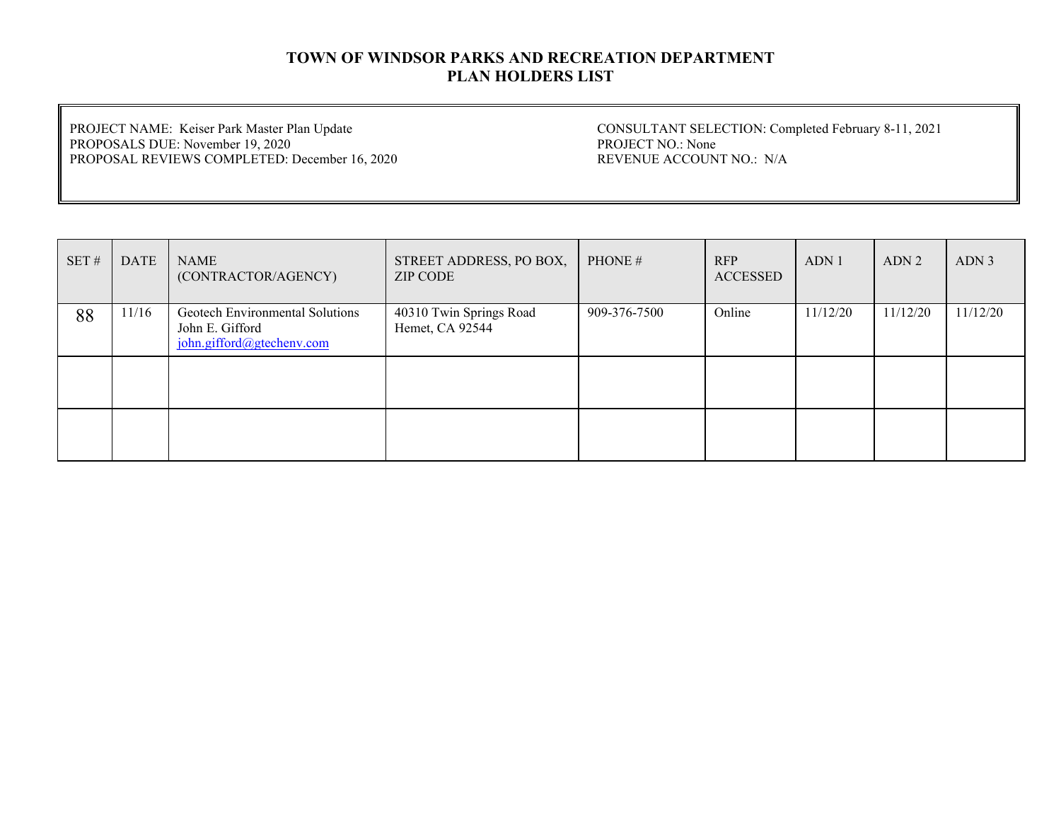# TOWN OF WINDSOR PARKS AND RECREATION DEPARTMENT
## PLAN HOLDERS LIST

PROJECT NAME: Keiser Park Master Plan Update
PROPOSALS DUE: November 19, 2020
PROPOSAL REVIEWS COMPLETED: December 16, 2020

CONSULTANT SELECTION: Completed February 8-11, 2021
PROJECT NO.: None
REVENUE ACCOUNT NO.: N/A

| SET # | DATE | NAME (CONTRACTOR/AGENCY) | STREET ADDRESS, PO BOX, ZIP CODE | PHONE # | RFP ACCESSED | ADN 1 | ADN 2 | ADN 3 |
|---|---|---|---|---|---|---|---|---|
| 88 | 11/16 | Geotech Environmental Solutions<br>John E. Gifford<br>john.gifford@gtechenv.com | 40310 Twin Springs Road<br>Hemet, CA 92544 | 909-376-7500 | Online | 11/12/20 | 11/12/20 | 11/12/20 |
| | | | | | | | | |
| | | | | | | | | |